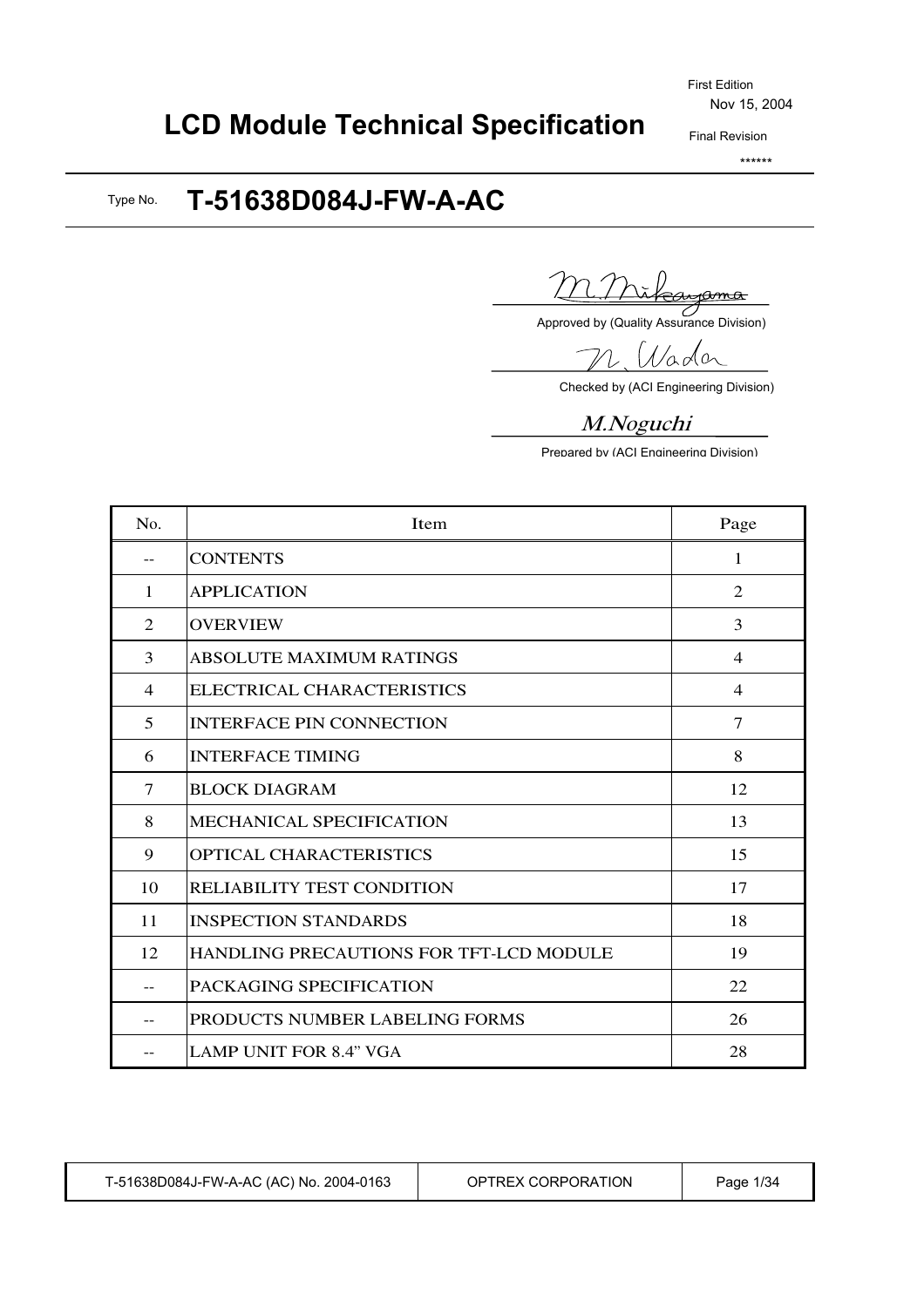First Edition
Nov 15, 2004

Final Revision
******

# LCD Module Technical Specification

Type No. **T-51638D084J-FW-A-AC**

M.Mikayama
Approved by (Quality Assurance Division)

N.Wada
Checked by (ACI Engineering Division)

*M.Noguchi*
Prepared by (ACI Engineering Division)

| No. | Item | Page |
| --- | --- | --- |
| -- | CONTENTS | 1 |
| 1 | APPLICATION | 2 |
| 2 | OVERVIEW | 3 |
| 3 | ABSOLUTE MAXIMUM RATINGS | 4 |
| 4 | ELECTRICAL CHARACTERISTICS | 4 |
| 5 | INTERFACE PIN CONNECTION | 7 |
| 6 | INTERFACE TIMING | 8 |
| 7 | BLOCK DIAGRAM | 12 |
| 8 | MECHANICAL SPECIFICATION | 13 |
| 9 | OPTICAL CHARACTERISTICS | 15 |
| 10 | RELIABILITY TEST CONDITION | 17 |
| 11 | INSPECTION STANDARDS | 18 |
| 12 | HANDLING PRECAUTIONS FOR TFT-LCD MODULE | 19 |
| -- | PACKAGING SPECIFICATION | 22 |
| -- | PRODUCTS NUMBER LABELING FORMS | 26 |
| -- | LAMP UNIT FOR 8.4" VGA | 28 |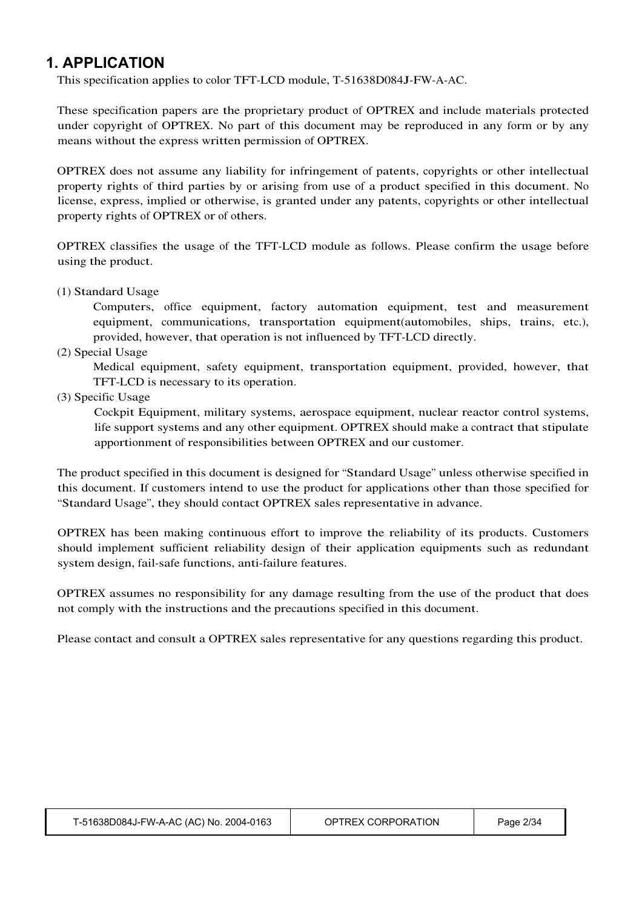## 1. APPLICATION

This specification applies to color TFT-LCD module, T-51638D084J-FW-A-AC.

These specification papers are the proprietary product of OPTREX and include materials protected under copyright of OPTREX. No part of this document may be reproduced in any form or by any means without the express written permission of OPTREX.

OPTREX does not assume any liability for infringement of patents, copyrights or other intellectual property rights of third parties by or arising from use of a product specified in this document. No license, express, implied or otherwise, is granted under any patents, copyrights or other intellectual property rights of OPTREX or of others.

OPTREX classifies the usage of the TFT-LCD module as follows. Please confirm the usage before using the product.

(1) Standard Usage
    Computers, office equipment, factory automation equipment, test and measurement equipment, communications, transportation equipment(automobiles, ships, trains, etc.), provided, however, that operation is not influenced by TFT-LCD directly.

(2) Special Usage
    Medical equipment, safety equipment, transportation equipment, provided, however, that TFT-LCD is necessary to its operation.

(3) Specific Usage
    Cockpit Equipment, military systems, aerospace equipment, nuclear reactor control systems, life support systems and any other equipment. OPTREX should make a contract that stipulate apportionment of responsibilities between OPTREX and our customer.

The product specified in this document is designed for "Standard Usage" unless otherwise specified in this document. If customers intend to use the product for applications other than those specified for "Standard Usage", they should contact OPTREX sales representative in advance.

OPTREX has been making continuous effort to improve the reliability of its products. Customers should implement sufficient reliability design of their application equipments such as redundant system design, fail-safe functions, anti-failure features.

OPTREX assumes no responsibility for any damage resulting from the use of the product that does not comply with the instructions and the precautions specified in this document.

Please contact and consult a OPTREX sales representative for any questions regarding this product.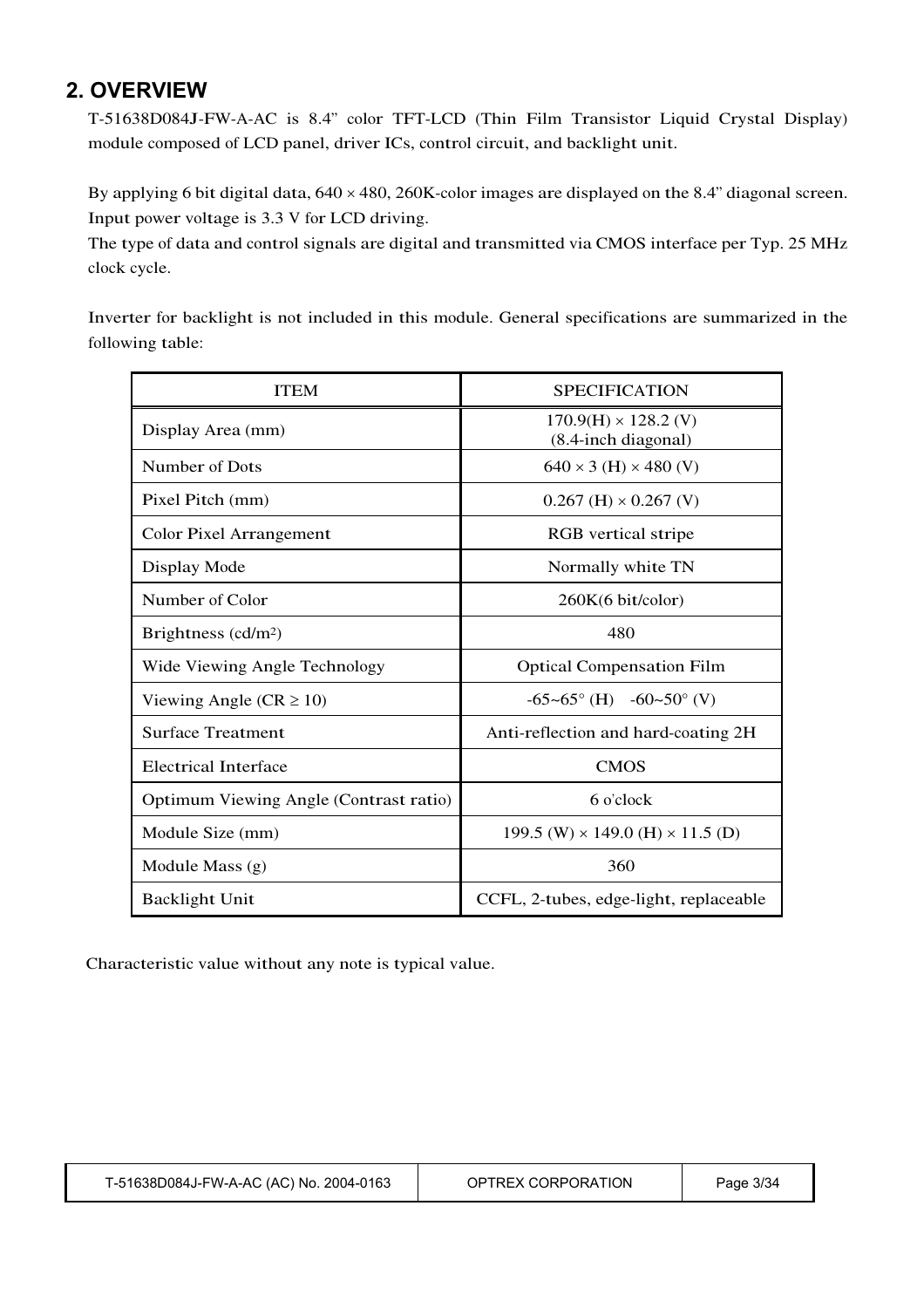## 2. OVERVIEW

T-51638D084J-FW-A-AC is 8.4" color TFT-LCD (Thin Film Transistor Liquid Crystal Display) module composed of LCD panel, driver ICs, control circuit, and backlight unit.

By applying 6 bit digital data, 640 × 480, 260K-color images are displayed on the 8.4" diagonal screen. Input power voltage is 3.3 V for LCD driving.
The type of data and control signals are digital and transmitted via CMOS interface per Typ. 25 MHz clock cycle.

Inverter for backlight is not included in this module. General specifications are summarized in the following table:

| ITEM | SPECIFICATION |
|---|---|
| Display Area (mm) | 170.9(H) × 128.2 (V) (8.4-inch diagonal) |
| Number of Dots | 640 × 3 (H) × 480 (V) |
| Pixel Pitch (mm) | 0.267 (H) × 0.267 (V) |
| Color Pixel Arrangement | RGB vertical stripe |
| Display Mode | Normally white TN |
| Number of Color | 260K(6 bit/color) |
| Brightness (cd/m$^2$) | 480 |
| Wide Viewing Angle Technology | Optical Compensation Film |
| Viewing Angle (CR ≥ 10) | -65~65° (H)   -60~50° (V) |
| Surface Treatment | Anti-reflection and hard-coating 2H |
| Electrical Interface | CMOS |
| Optimum Viewing Angle (Contrast ratio) | 6 o'clock |
| Module Size (mm) | 199.5 (W) × 149.0 (H) × 11.5 (D) |
| Module Mass (g) | 360 |
| Backlight Unit | CCFL, 2-tubes, edge-light, replaceable |

Characteristic value without any note is typical value.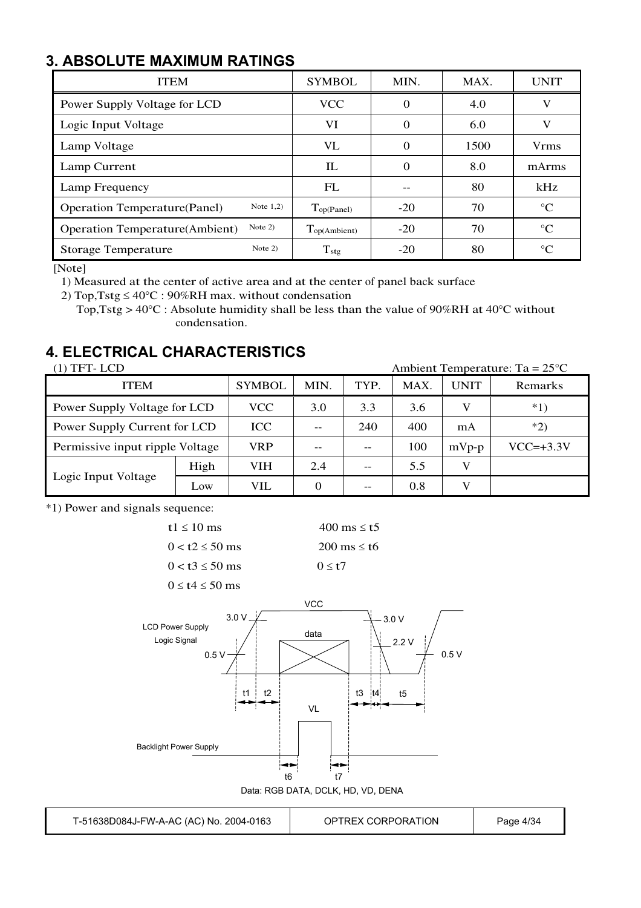## 3. ABSOLUTE MAXIMUM RATINGS

| ITEM | | SYMBOL | MIN. | MAX. | UNIT |
|---|---|---|---|---|---|
| Power Supply Voltage for LCD | | VCC | 0 | 4.0 | V |
| Logic Input Voltage | | VI | 0 | 6.0 | V |
| Lamp Voltage | | VL | 0 | 1500 | Vrms |
| Lamp Current | | IL | 0 | 8.0 | mArms |
| Lamp Frequency | | FL | -- | 80 | kHz |
| Operation Temperature(Panel) | Note 1,2) | $T_{op(Panel)}$ | -20 | 70 | °C |
| Operation Temperature(Ambient) | Note 2) | $T_{op(Ambient)}$ | -20 | 70 | °C |
| Storage Temperature | Note 2) | $T_{stg}$ | -20 | 80 | °C |

[Note]

1) Measured at the center of active area and at the center of panel back surface
2) Top,Tstg ≤ 40°C : 90%RH max. without condensation
   Top,Tstg > 40°C : Absolute humidity shall be less than the value of 90%RH at 40°C without condensation.

## 4. ELECTRICAL CHARACTERISTICS

(1) TFT- LCD    Ambient Temperature: Ta = 25°C

| ITEM | | SYMBOL | MIN. | TYP. | MAX. | UNIT | Remarks |
|---|---|---|---|---|---|---|---|
| Power Supply Voltage for LCD | | VCC | 3.0 | 3.3 | 3.6 | V | *1) |
| Power Supply Current for LCD | | ICC | -- | 240 | 400 | mA | *2) |
| Permissive input ripple Voltage | | VRP | -- | -- | 100 | mVp-p | VCC=+3.3V |
| Logic Input Voltage | High | VIH | 2.4 | -- | 5.5 | V | |
| | Low | VIL | 0 | -- | 0.8 | V | |

*1) Power and signals sequence:

t1 ≤ 10 ms    400 ms ≤ t5

0 < t2 ≤ 50 ms    200 ms ≤ t6

0 < t3 ≤ 50 ms    0 ≤ t7

0 ≤ t4 ≤ 50 ms

VCC

LCD Power Supply
Logic Signal

3.0 V  0.5 V  data  3.0 V  2.2 V  0.5 V

t1  t2  t3  t4  t5

VL

Backlight Power Supply

t6  t7

Data: RGB DATA, DCLK, HD, VD, DENA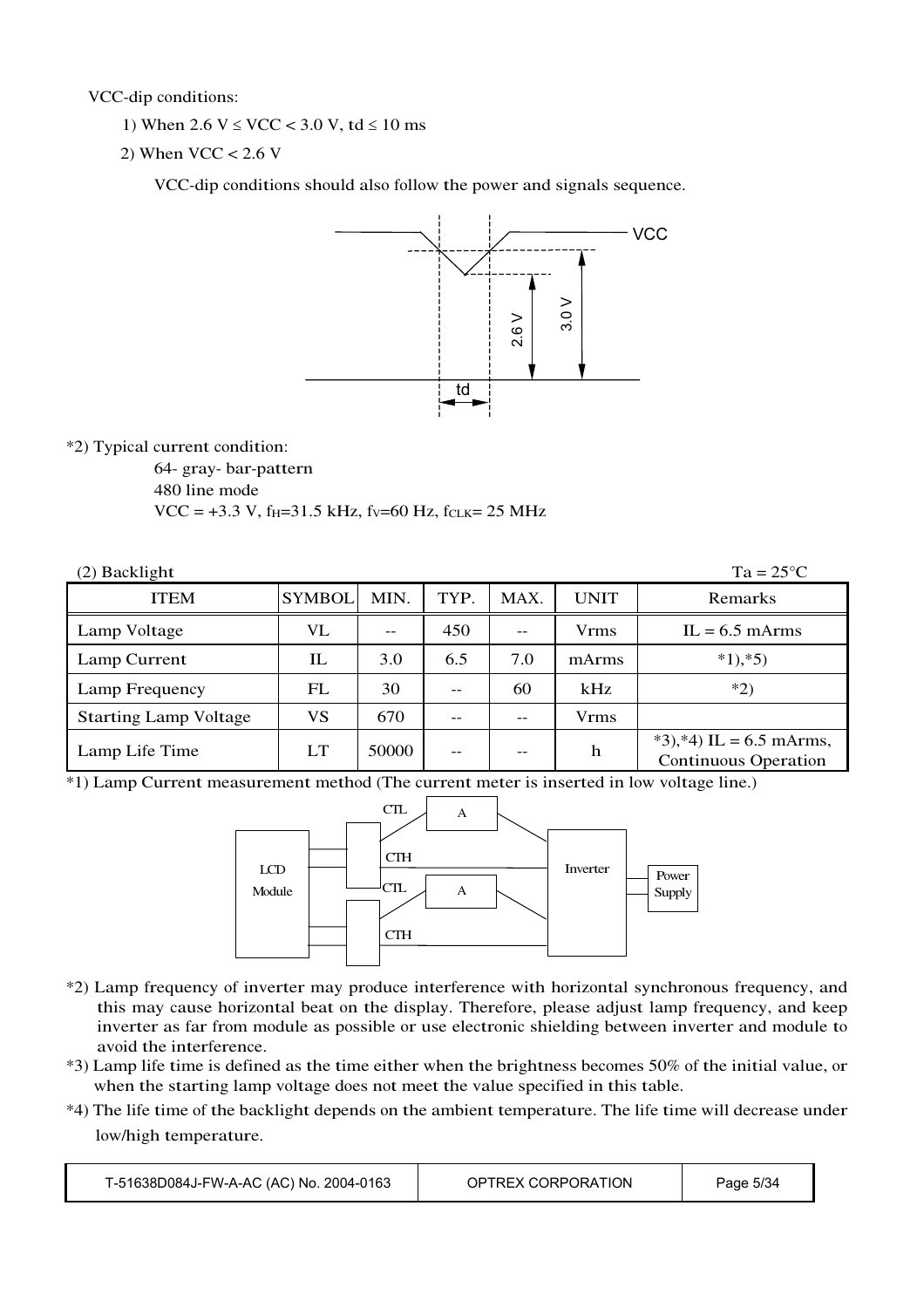VCC-dip conditions:

1) When 2.6 V ≤ VCC < 3.0 V, td ≤ 10 ms

2) When VCC < 2.6 V

VCC-dip conditions should also follow the power and signals sequence.

*2) Typical current condition:

64- gray- bar-pattern
480 line mode
VCC = +3.3 V, $f_H$=31.5 kHz, $f_V$=60 Hz, $f_{CLK}$= 25 MHz

(2) Backlight Ta = 25°C

| ITEM | SYMBOL | MIN. | TYP. | MAX. | UNIT | Remarks |
|---|---|---|---|---|---|---|
| Lamp Voltage | VL | -- | 450 | -- | Vrms | IL = 6.5 mArms |
| Lamp Current | IL | 3.0 | 6.5 | 7.0 | mArms | *1),*5) |
| Lamp Frequency | FL | 30 | -- | 60 | kHz | *2) |
| Starting Lamp Voltage | VS | 670 | -- | -- | Vrms | |
| Lamp Life Time | LT | 50000 | -- | -- | h | *3),*4) IL = 6.5 mArms, Continuous Operation |

*1) Lamp Current measurement method (The current meter is inserted in low voltage line.)

*2) Lamp frequency of inverter may produce interference with horizontal synchronous frequency, and this may cause horizontal beat on the display. Therefore, please adjust lamp frequency, and keep inverter as far from module as possible or use electronic shielding between inverter and module to avoid the interference.

*3) Lamp life time is defined as the time either when the brightness becomes 50% of the initial value, or when the starting lamp voltage does not meet the value specified in this table.

*4) The life time of the backlight depends on the ambient temperature. The life time will decrease under low/high temperature.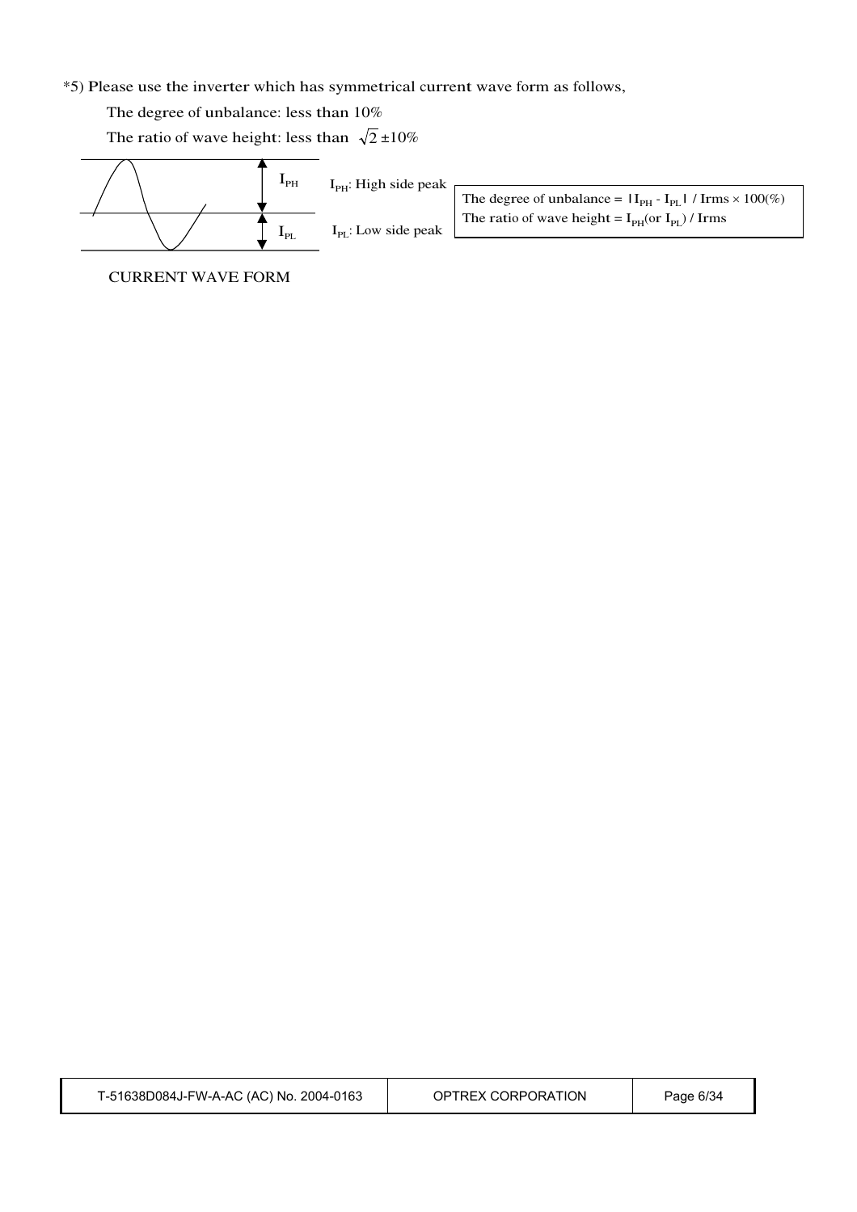*5) Please use the inverter which has symmetrical current wave form as follows,

The degree of unbalance: less than 10%

The ratio of wave height: less than $\sqrt{2}$ ±10%

$I_{PH}$: High side peak

$I_{PL}$: Low side peak

The degree of unbalance = $|I_{PH} - I_{PL}|$ / Irms × 100(%)

The ratio of wave height = $I_{PH}$(or $I_{PL}$) / Irms

CURRENT WAVE FORM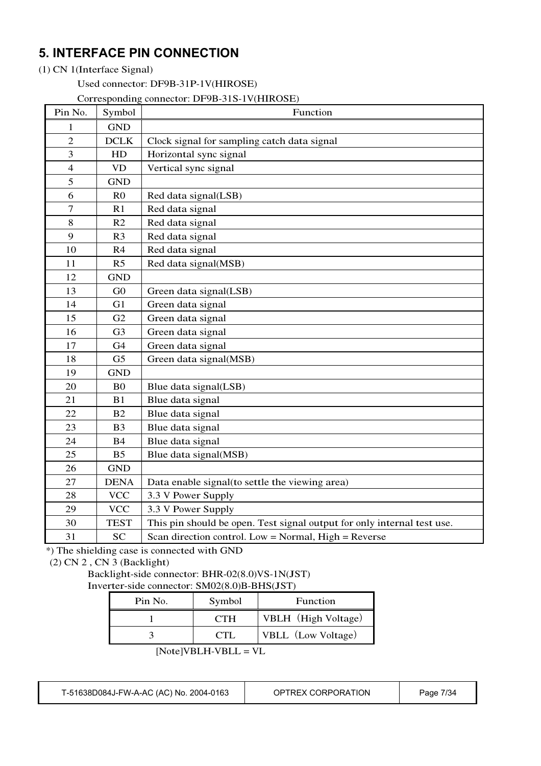## 5. INTERFACE PIN CONNECTION

(1) CN 1(Interface Signal)

Used connector: DF9B-31P-1V(HIROSE)

Corresponding connector: DF9B-31S-1V(HIROSE)

| Pin No. | Symbol | Function |
|---|---|---|
| 1 | GND | |
| 2 | DCLK | Clock signal for sampling catch data signal |
| 3 | HD | Horizontal sync signal |
| 4 | VD | Vertical sync signal |
| 5 | GND | |
| 6 | R0 | Red data signal(LSB) |
| 7 | R1 | Red data signal |
| 8 | R2 | Red data signal |
| 9 | R3 | Red data signal |
| 10 | R4 | Red data signal |
| 11 | R5 | Red data signal(MSB) |
| 12 | GND | |
| 13 | G0 | Green data signal(LSB) |
| 14 | G1 | Green data signal |
| 15 | G2 | Green data signal |
| 16 | G3 | Green data signal |
| 17 | G4 | Green data signal |
| 18 | G5 | Green data signal(MSB) |
| 19 | GND | |
| 20 | B0 | Blue data signal(LSB) |
| 21 | B1 | Blue data signal |
| 22 | B2 | Blue data signal |
| 23 | B3 | Blue data signal |
| 24 | B4 | Blue data signal |
| 25 | B5 | Blue data signal(MSB) |
| 26 | GND | |
| 27 | DENA | Data enable signal(to settle the viewing area) |
| 28 | VCC | 3.3 V Power Supply |
| 29 | VCC | 3.3 V Power Supply |
| 30 | TEST | This pin should be open. Test signal output for only internal test use. |
| 31 | SC | Scan direction control. Low = Normal, High = Reverse |

*) The shielding case is connected with GND

(2) CN 2 , CN 3 (Backlight)

Backlight-side connector: BHR-02(8.0)VS-1N(JST)

Inverter-side connector: SM02(8.0)B-BHS(JST)

| Pin No. | Symbol | Function |
|---|---|---|
| 1 | CTH | VBLH（High Voltage） |
| 3 | CTL | VBLL（Low Voltage） |

[Note]VBLH-VBLL = VL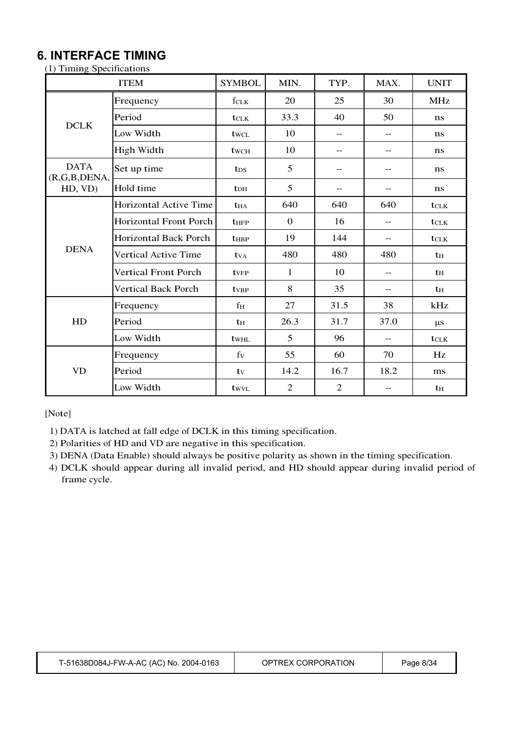## 6. INTERFACE TIMING

(1) Timing Specifications

| ITEM | | SYMBOL | MIN. | TYP. | MAX. | UNIT |
|---|---|---|---|---|---|---|
| DCLK | Frequency | $f_{CLK}$ | 20 | 25 | 30 | MHz |
| | Period | $t_{CLK}$ | 33.3 | 40 | 50 | ns |
| | Low Width | $t_{WCL}$ | 10 | -- | -- | ns |
| | High Width | $t_{WCH}$ | 10 | -- | -- | ns |
| DATA (R,G,B,DENA, HD, VD) | Set up time | $t_{DS}$ | 5 | -- | -- | ns |
| | Hold time | $t_{DH}$ | 5 | -- | -- | ns |
| DENA | Horizontal Active Time | $t_{HA}$ | 640 | 640 | 640 | $t_{CLK}$ |
| | Horizontal Front Porch | $t_{HFP}$ | 0 | 16 | -- | $t_{CLK}$ |
| | Horizontal Back Porch | $t_{HBP}$ | 19 | 144 | -- | $t_{CLK}$ |
| | Vertical Active Time | $t_{VA}$ | 480 | 480 | 480 | $t_H$ |
| | Vertical Front Porch | $t_{VFP}$ | 1 | 10 | -- | $t_H$ |
| | Vertical Back Porch | $t_{VBP}$ | 8 | 35 | -- | $t_H$ |
| HD | Frequency | $f_H$ | 27 | 31.5 | 38 | kHz |
| | Period | $t_H$ | 26.3 | 31.7 | 37.0 | μs |
| | Low Width | $t_{WHL}$ | 5 | 96 | -- | $t_{CLK}$ |
| VD | Frequency | $f_V$ | 55 | 60 | 70 | Hz |
| | Period | $t_V$ | 14.2 | 16.7 | 18.2 | ms |
| | Low Width | $t_{WVL}$ | 2 | 2 | -- | $t_H$ |

[Note]

1) DATA is latched at fall edge of DCLK in this timing specification.
2) Polarities of HD and VD are negative in this specification.
3) DENA (Data Enable) should always be positive polarity as shown in the timing specification.
4) DCLK should appear during all invalid period, and HD should appear during invalid period of frame cycle.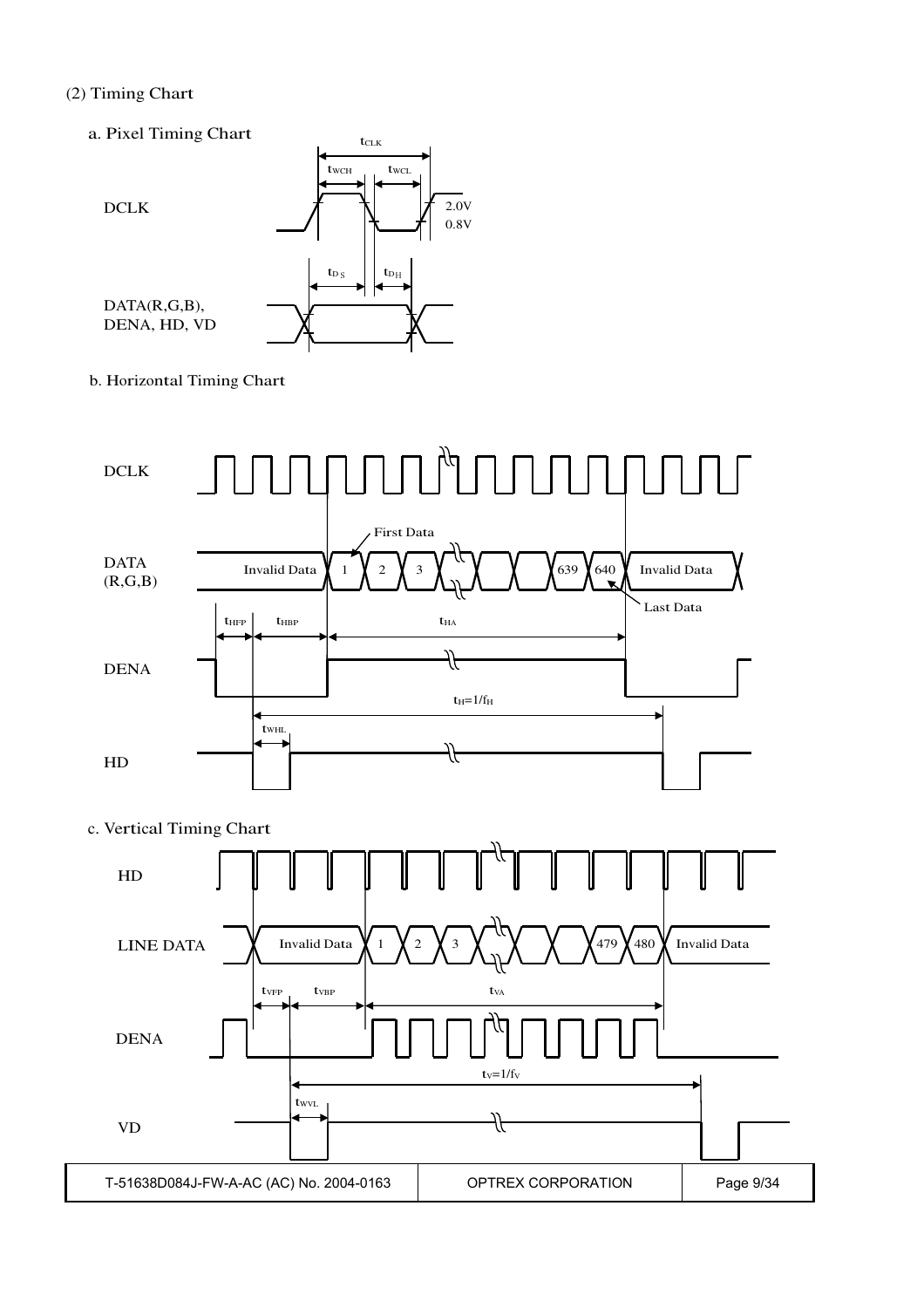(2) Timing Chart

a. Pixel Timing Chart

$t_{CLK}$

$t_{WCH}$ $t_{WCL}$

DCLK

2.0V

0.8V

$t_{DS}$ $t_{DH}$

DATA(R,G,B),
DENA, HD, VD

b. Horizontal Timing Chart

DCLK

First Data

DATA
(R,G,B)

Invalid Data 1 2 3 639 640 Invalid Data

Last Data

$t_{HFP}$ $t_{HBP}$ $t_{HA}$

DENA

$t_H=1/f_H$

$t_{WHL}$

HD

c. Vertical Timing Chart

HD

LINE DATA

Invalid Data 1 2 3 479 480 Invalid Data

$t_{VFP}$ $t_{VBP}$ $t_{VA}$

DENA

$t_V=1/f_V$

$t_{WVL}$

VD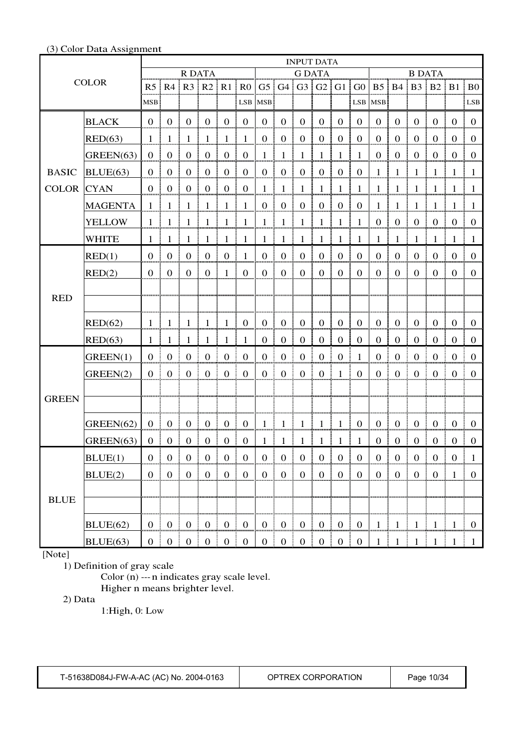(3) Color Data Assignment

| COLOR | | INPUT DATA | | | | | | | | | | | | | | | | | |
|---|---|---|---|---|---|---|---|---|---|---|---|---|---|---|---|---|---|---|---|
| | | R DATA | | | | | | G DATA | | | | | | B DATA | | | | | |
| | | R5 | R4 | R3 | R2 | R1 | R0 | G5 | G4 | G3 | G2 | G1 | G0 | B5 | B4 | B3 | B2 | B1 | B0 |
| | | MSB | | | | | LSB | MSB | | | | | LSB | MSB | | | | | LSB |
| BASIC COLOR | BLACK | 0 | 0 | 0 | 0 | 0 | 0 | 0 | 0 | 0 | 0 | 0 | 0 | 0 | 0 | 0 | 0 | 0 | 0 |
| | RED(63) | 1 | 1 | 1 | 1 | 1 | 1 | 0 | 0 | 0 | 0 | 0 | 0 | 0 | 0 | 0 | 0 | 0 | 0 |
| | GREEN(63) | 0 | 0 | 0 | 0 | 0 | 0 | 1 | 1 | 1 | 1 | 1 | 1 | 0 | 0 | 0 | 0 | 0 | 0 |
| | BLUE(63) | 0 | 0 | 0 | 0 | 0 | 0 | 0 | 0 | 0 | 0 | 0 | 0 | 1 | 1 | 1 | 1 | 1 | 1 |
| | CYAN | 0 | 0 | 0 | 0 | 0 | 0 | 1 | 1 | 1 | 1 | 1 | 1 | 1 | 1 | 1 | 1 | 1 | 1 |
| | MAGENTA | 1 | 1 | 1 | 1 | 1 | 1 | 0 | 0 | 0 | 0 | 0 | 0 | 1 | 1 | 1 | 1 | 1 | 1 |
| | YELLOW | 1 | 1 | 1 | 1 | 1 | 1 | 1 | 1 | 1 | 1 | 1 | 1 | 0 | 0 | 0 | 0 | 0 | 0 |
| | WHITE | 1 | 1 | 1 | 1 | 1 | 1 | 1 | 1 | 1 | 1 | 1 | 1 | 1 | 1 | 1 | 1 | 1 | 1 |
| RED | RED(1) | 0 | 0 | 0 | 0 | 0 | 1 | 0 | 0 | 0 | 0 | 0 | 0 | 0 | 0 | 0 | 0 | 0 | 0 |
| | RED(2) | 0 | 0 | 0 | 0 | 1 | 0 | 0 | 0 | 0 | 0 | 0 | 0 | 0 | 0 | 0 | 0 | 0 | 0 |
| | | | | | | | | | | | | | | | | | | | |
| | | | | | | | | | | | | | | | | | | | |
| | RED(62) | 1 | 1 | 1 | 1 | 1 | 0 | 0 | 0 | 0 | 0 | 0 | 0 | 0 | 0 | 0 | 0 | 0 | 0 |
| | RED(63) | 1 | 1 | 1 | 1 | 1 | 1 | 0 | 0 | 0 | 0 | 0 | 0 | 0 | 0 | 0 | 0 | 0 | 0 |
| GREEN | GREEN(1) | 0 | 0 | 0 | 0 | 0 | 0 | 0 | 0 | 0 | 0 | 0 | 1 | 0 | 0 | 0 | 0 | 0 | 0 |
| | GREEN(2) | 0 | 0 | 0 | 0 | 0 | 0 | 0 | 0 | 0 | 0 | 1 | 0 | 0 | 0 | 0 | 0 | 0 | 0 |
| | | | | | | | | | | | | | | | | | | | |
| | | | | | | | | | | | | | | | | | | | |
| | GREEN(62) | 0 | 0 | 0 | 0 | 0 | 0 | 1 | 1 | 1 | 1 | 1 | 0 | 0 | 0 | 0 | 0 | 0 | 0 |
| | GREEN(63) | 0 | 0 | 0 | 0 | 0 | 0 | 1 | 1 | 1 | 1 | 1 | 1 | 0 | 0 | 0 | 0 | 0 | 0 |
| BLUE | BLUE(1) | 0 | 0 | 0 | 0 | 0 | 0 | 0 | 0 | 0 | 0 | 0 | 0 | 0 | 0 | 0 | 0 | 0 | 1 |
| | BLUE(2) | 0 | 0 | 0 | 0 | 0 | 0 | 0 | 0 | 0 | 0 | 0 | 0 | 0 | 0 | 0 | 0 | 1 | 0 |
| | | | | | | | | | | | | | | | | | | | |
| | | | | | | | | | | | | | | | | | | | |
| | BLUE(62) | 0 | 0 | 0 | 0 | 0 | 0 | 0 | 0 | 0 | 0 | 0 | 0 | 1 | 1 | 1 | 1 | 1 | 0 |
| | BLUE(63) | 0 | 0 | 0 | 0 | 0 | 0 | 0 | 0 | 0 | 0 | 0 | 0 | 1 | 1 | 1 | 1 | 1 | 1 |

[Note]

1) Definition of gray scale

   Color (n) --- n indicates gray scale level.
   Higher n means brighter level.

2) Data

   1:High, 0: Low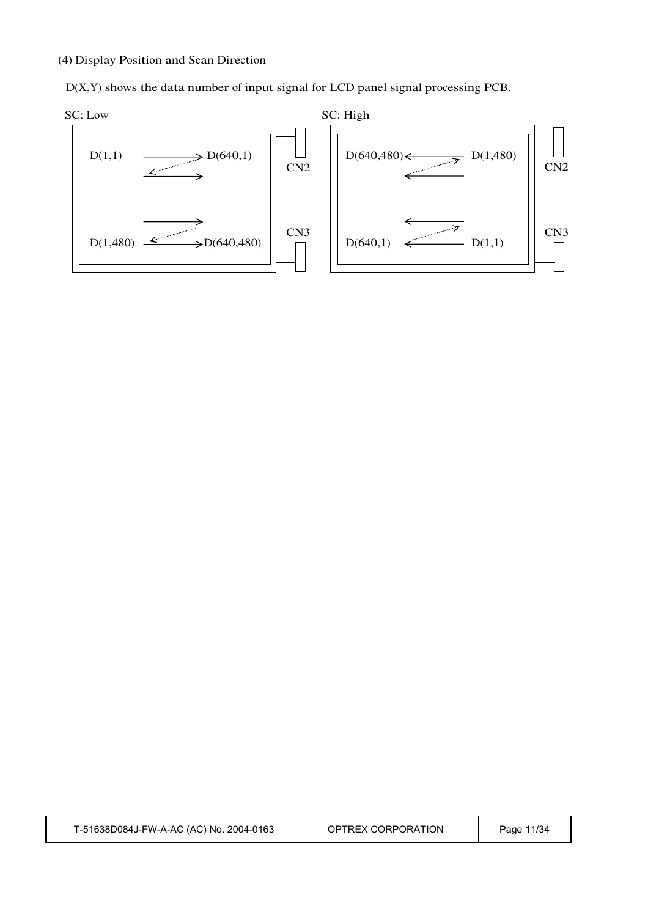(4) Display Position and Scan Direction

D(X,Y) shows the data number of input signal for LCD panel signal processing PCB.

SC: Low

D(1,1) → D(640,1)

D(1,480) → D(640,480)

CN2

CN3

SC: High

D(640,480) ← D(1,480)

D(640,1) ← D(1,1)

CN2

CN3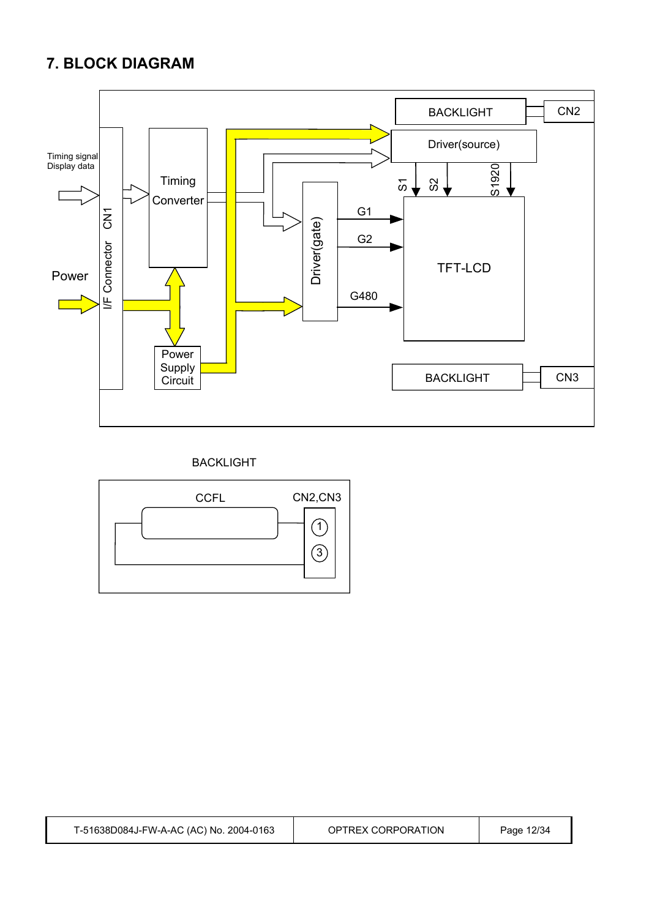## 7. BLOCK DIAGRAM

Timing signal
Display data

Power

I/F Connector CN1

Timing Converter

Power Supply Circuit

Driver(gate)

Driver(source)

S1 S2 S1920

G1 G2 G480

TFT-LCD

BACKLIGHT CN2

BACKLIGHT CN3

BACKLIGHT

CCFL

CN2,CN3

① ③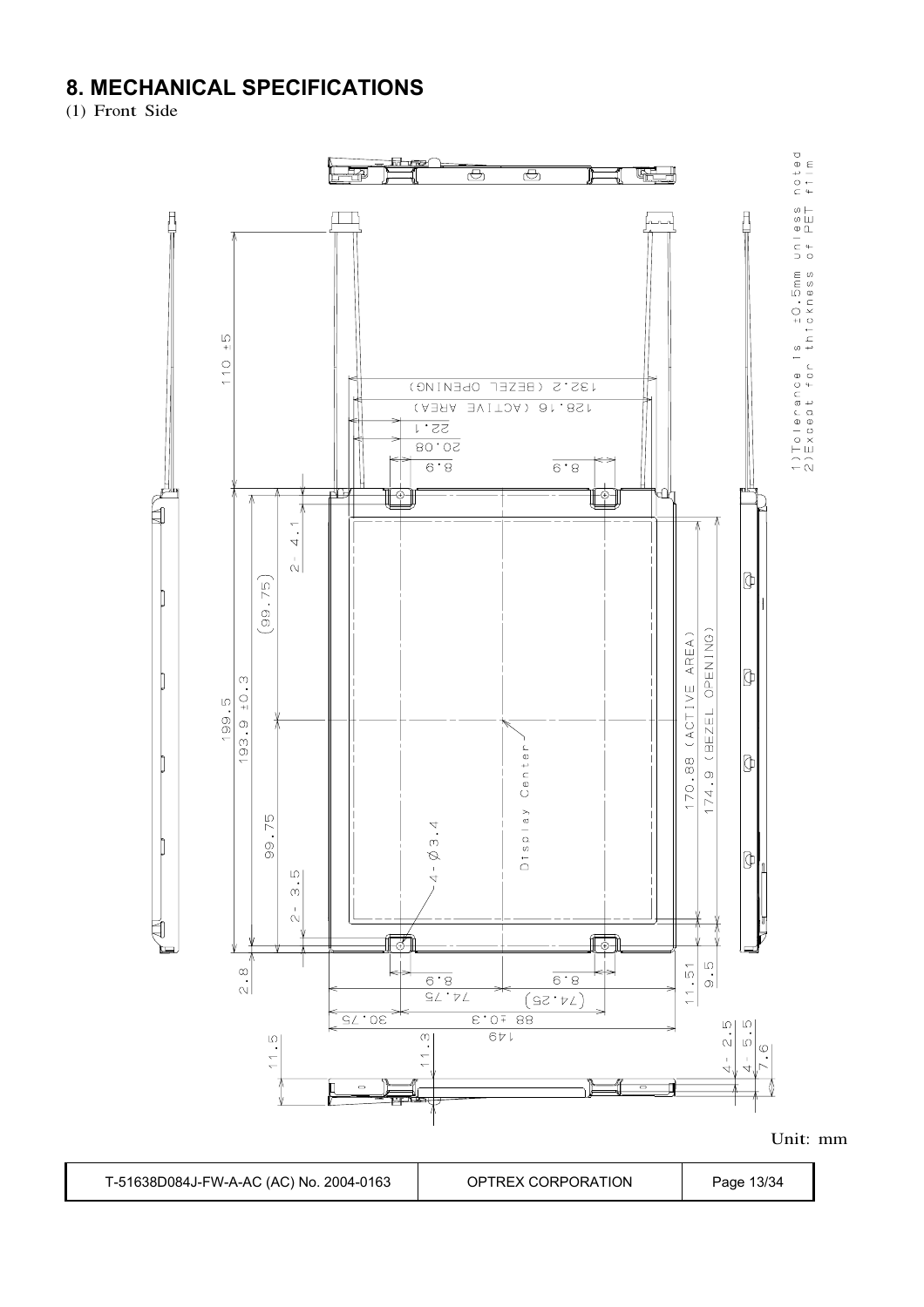# 8. MECHANICAL SPECIFICATIONS

(1) Front Side

1) Tolerance is ±0.5mm unless noted
2) Except for thickness of PET film

Unit: mm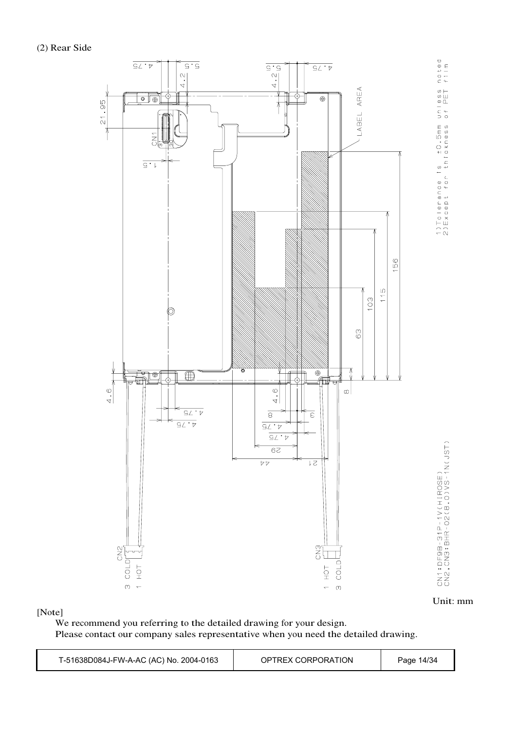(2) Rear Side

1)Tolerance is ±0.5mm unless noted
2)Except for thickness of PET film

LABEL AREA

CN1:DF9B-31P-1V(HIROSE)
CN2,CN3:BHR-02(8.0)VS-1N(JST)

CN2
3 COLD
1 HOT

CN3
1 HOT
3 COLD

Unit: mm

[Note]

We recommend you referring to the detailed drawing for your design.
Please contact our company sales representative when you need the detailed drawing.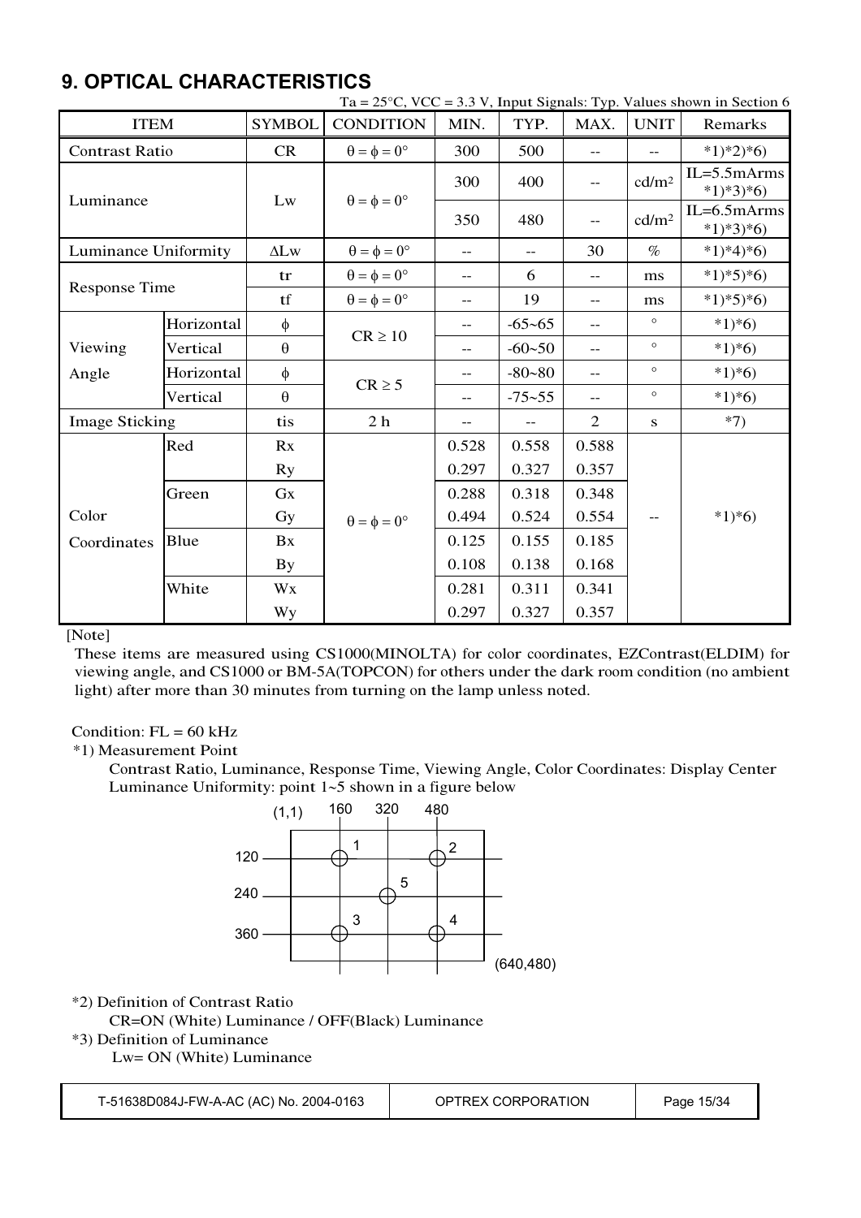## 9. OPTICAL CHARACTERISTICS

Ta = 25°C, VCC = 3.3 V, Input Signals: Typ. Values shown in Section 6

| ITEM | | SYMBOL | CONDITION | MIN. | TYP. | MAX. | UNIT | Remarks |
|---|---|---|---|---|---|---|---|---|
| Contrast Ratio | | CR | $\theta = \phi = 0°$ | 300 | 500 | -- | -- | *1)*2)*6) |
| Luminance | | Lw | $\theta = \phi = 0°$ | 300 | 400 | -- | cd/m$^2$ | IL=5.5mArms *1)*3)*6) |
| | | | | 350 | 480 | -- | cd/m$^2$ | IL=6.5mArms *1)*3)*6) |
| Luminance Uniformity | | $\Delta$Lw | $\theta = \phi = 0°$ | -- | -- | 30 | % | *1)*4)*6) |
| Response Time | | tr | $\theta = \phi = 0°$ | -- | 6 | -- | ms | *1)*5)*6) |
| | | tf | $\theta = \phi = 0°$ | -- | 19 | -- | ms | *1)*5)*6) |
| Viewing Angle | Horizontal | $\phi$ | $CR \geq 10$ | -- | -65~65 | -- | ° | *1)*6) |
| | Vertical | $\theta$ | | -- | -60~50 | -- | ° | *1)*6) |
| | Horizontal | $\phi$ | $CR \geq 5$ | -- | -80~80 | -- | ° | *1)*6) |
| | Vertical | $\theta$ | | -- | -75~55 | -- | ° | *1)*6) |
| Image Sticking | | tis | 2 h | -- | -- | 2 | s | *7) |
| Color Coordinates | Red | Rx | $\theta = \phi = 0°$ | 0.528 | 0.558 | 0.588 | -- | *1)*6) |
| | | Ry | | 0.297 | 0.327 | 0.357 | | |
| | Green | Gx | | 0.288 | 0.318 | 0.348 | | |
| | | Gy | | 0.494 | 0.524 | 0.554 | | |
| | Blue | Bx | | 0.125 | 0.155 | 0.185 | | |
| | | By | | 0.108 | 0.138 | 0.168 | | |
| | White | Wx | | 0.281 | 0.311 | 0.341 | | |
| | | Wy | | 0.297 | 0.327 | 0.357 | | |

[Note]

These items are measured using CS1000(MINOLTA) for color coordinates, EZContrast(ELDIM) for viewing angle, and CS1000 or BM-5A(TOPCON) for others under the dark room condition (no ambient light) after more than 30 minutes from turning on the lamp unless noted.

Condition: FL = 60 kHz

*1) Measurement Point

Contrast Ratio, Luminance, Response Time, Viewing Angle, Color Coordinates: Display Center

Luminance Uniformity: point 1~5 shown in a figure below

(1,1) 160 320 480

120 — 1 — 2

240 — 5

360 — 3 — 4

(640,480)

*2) Definition of Contrast Ratio

CR=ON (White) Luminance / OFF(Black) Luminance

*3) Definition of Luminance

Lw= ON (White) Luminance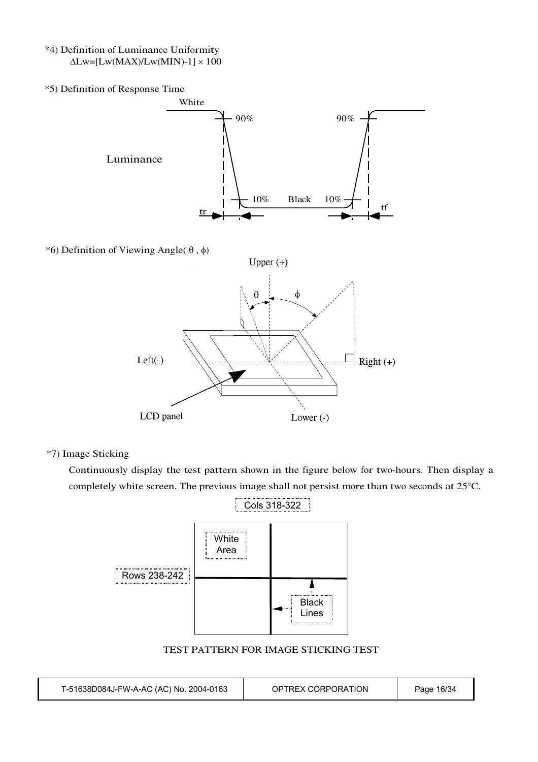*4) Definition of Luminance Uniformity

$\Delta Lw = [Lw(MAX)/Lw(MIN) - 1] \times 100$

*5) Definition of Response Time

White

90% 90%

Luminance

10% Black 10%

tr tf

*6) Definition of Viewing Angle( $\theta$ , $\phi$)

Upper (+)

$\theta$ $\phi$

Left(-) Right (+)

LCD panel Lower (-)

*7) Image Sticking

Continuously display the test pattern shown in the figure below for two-hours. Then display a completely white screen. The previous image shall not persist more than two seconds at 25°C.

Cols 318-322

White Area

Rows 238-242

Black Lines

TEST PATTERN FOR IMAGE STICKING TEST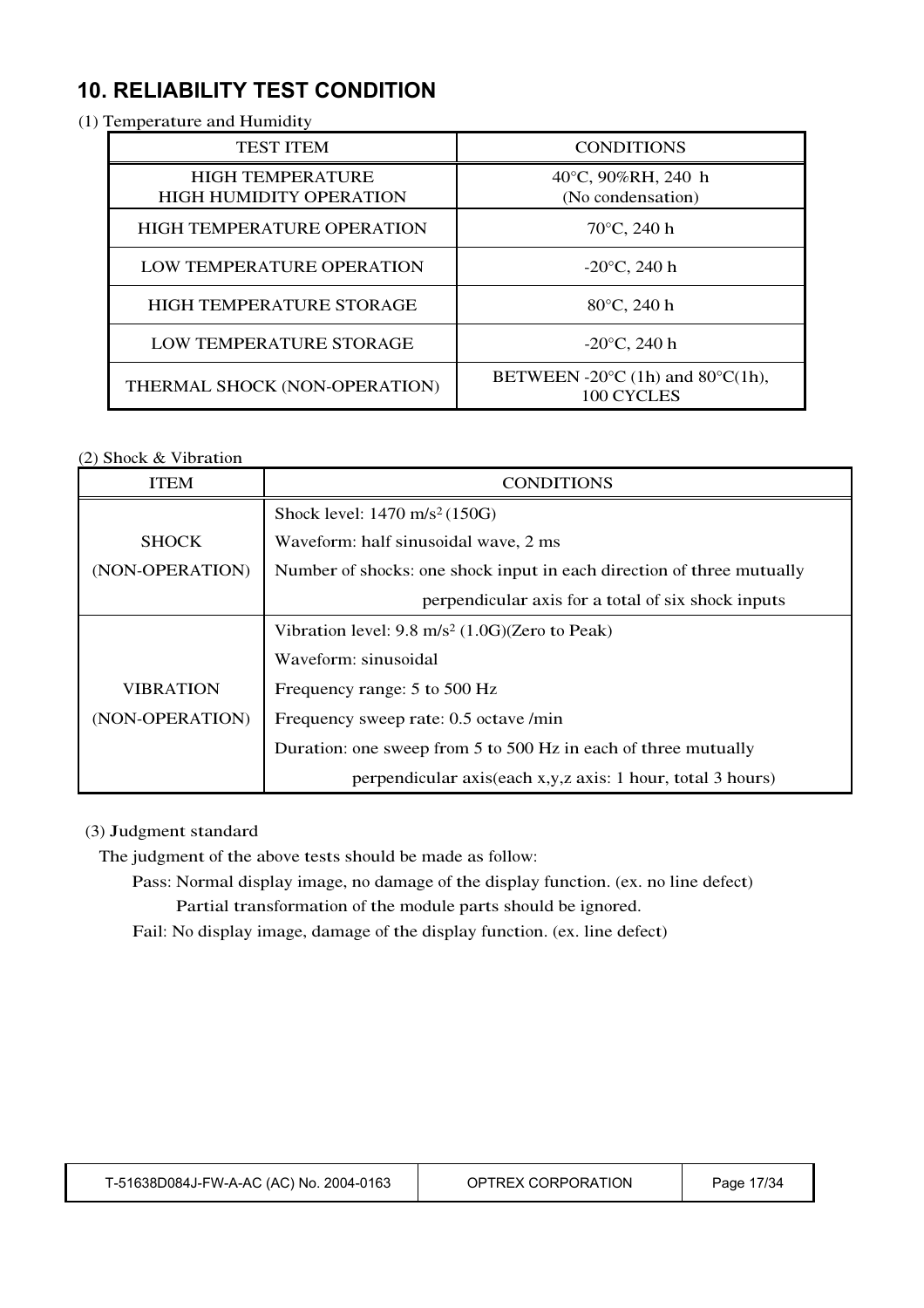## 10. RELIABILITY TEST CONDITION

(1) Temperature and Humidity

| TEST ITEM | CONDITIONS |
|---|---|
| HIGH TEMPERATURE HIGH HUMIDITY OPERATION | 40°C, 90%RH, 240 h (No condensation) |
| HIGH TEMPERATURE OPERATION | 70°C, 240 h |
| LOW TEMPERATURE OPERATION | -20°C, 240 h |
| HIGH TEMPERATURE STORAGE | 80°C, 240 h |
| LOW TEMPERATURE STORAGE | -20°C, 240 h |
| THERMAL SHOCK (NON-OPERATION) | BETWEEN -20°C (1h) and 80°C(1h), 100 CYCLES |

(2) Shock & Vibration

| ITEM | CONDITIONS |
|---|---|
| SHOCK (NON-OPERATION) | Shock level: 1470 $m/s^2$ (150G)<br>Waveform: half sinusoidal wave, 2 ms<br>Number of shocks: one shock input in each direction of three mutually perpendicular axis for a total of six shock inputs |
| VIBRATION (NON-OPERATION) | Vibration level: 9.8 $m/s^2$ (1.0G)(Zero to Peak)<br>Waveform: sinusoidal<br>Frequency range: 5 to 500 Hz<br>Frequency sweep rate: 0.5 octave /min<br>Duration: one sweep from 5 to 500 Hz in each of three mutually perpendicular axis(each x,y,z axis: 1 hour, total 3 hours) |

(3) Judgment standard

The judgment of the above tests should be made as follow:

Pass: Normal display image, no damage of the display function. (ex. no line defect)
Partial transformation of the module parts should be ignored.

Fail: No display image, damage of the display function. (ex. line defect)